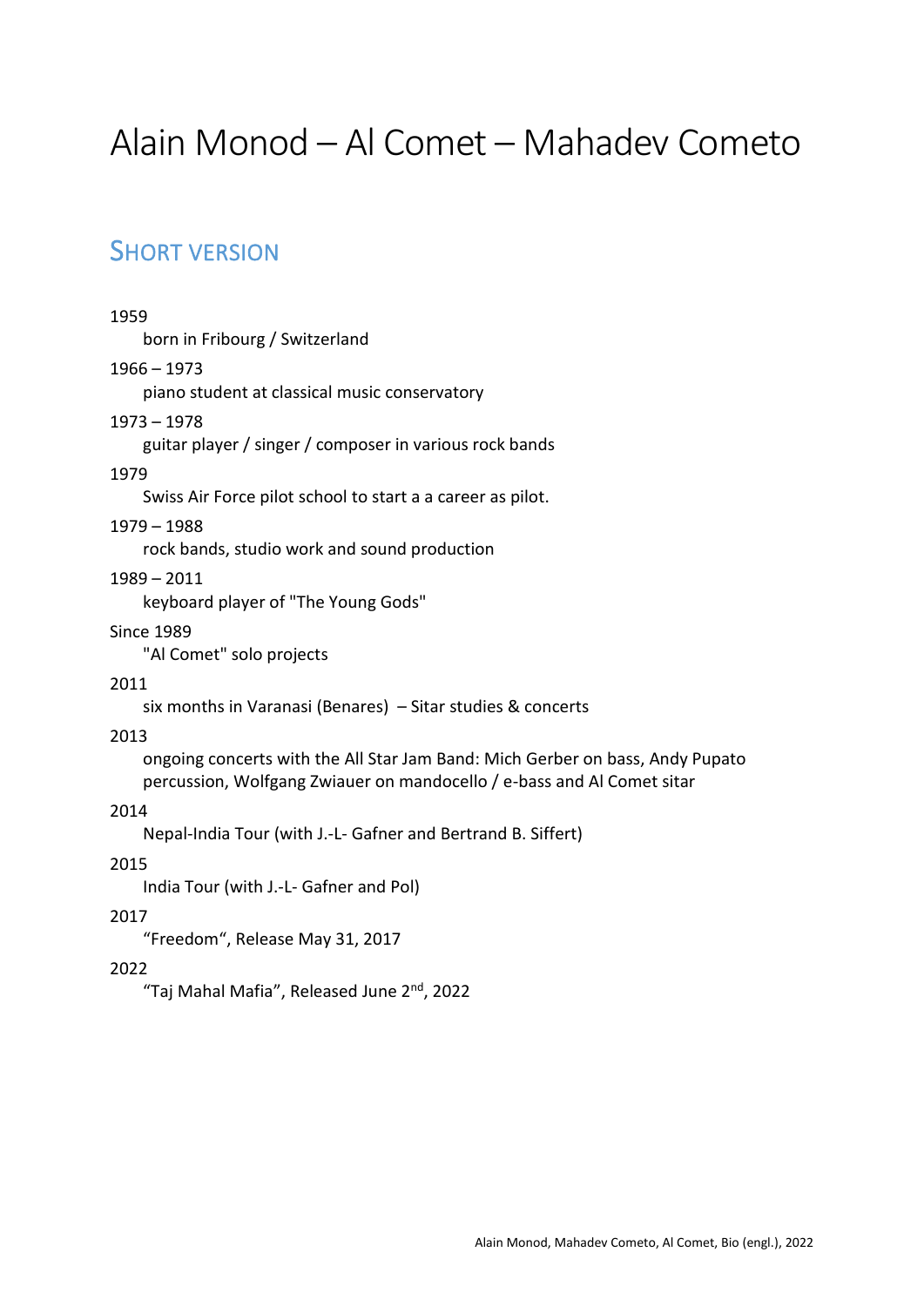# Alain Monod – Al Comet – Mahadev Cometo

## Short Version

1959
: born in Fribourg / Switzerland

1966 – 1973
: piano student at classical music conservatory

1973 – 1978
: guitar player / singer / composer in various rock bands

1979
: Swiss Air Force pilot school to start a a career as pilot.

1979 – 1988
: rock bands, studio work and sound production

1989 – 2011
: keyboard player of "The Young Gods"

Since 1989
: "Al Comet" solo projects

2011
: six months in Varanasi (Benares) – Sitar studies & concerts

2013
: ongoing concerts with the All Star Jam Band: Mich Gerber on bass, Andy Pupato percussion, Wolfgang Zwiauer on mandocello / e-bass and Al Comet sitar

2014
: Nepal-India Tour (with J.-L- Gafner and Bertrand B. Siffert)

2015
: India Tour (with J.-L- Gafner and Pol)

2017
: "Freedom", Release May 31, 2017

2022
: "Taj Mahal Mafia", Released June 2nd, 2022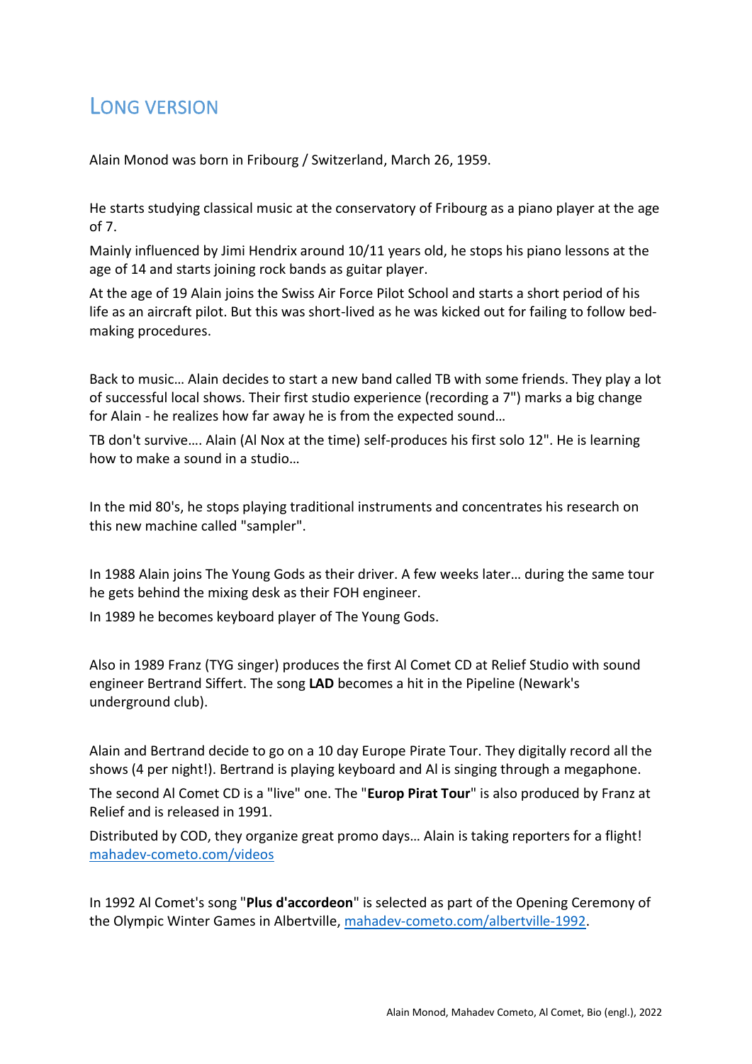## Long version

Alain Monod was born in Fribourg / Switzerland, March 26, 1959.

He starts studying classical music at the conservatory of Fribourg as a piano player at the age of 7.

Mainly influenced by Jimi Hendrix around 10/11 years old, he stops his piano lessons at the age of 14 and starts joining rock bands as guitar player.

At the age of 19 Alain joins the Swiss Air Force Pilot School and starts a short period of his life as an aircraft pilot. But this was short-lived as he was kicked out for failing to follow bed-making procedures.

Back to music… Alain decides to start a new band called TB with some friends. They play a lot of successful local shows. Their first studio experience (recording a 7") marks a big change for Alain - he realizes how far away he is from the expected sound…

TB don't survive…. Alain (Al Nox at the time) self-produces his first solo 12". He is learning how to make a sound in a studio…

In the mid 80's, he stops playing traditional instruments and concentrates his research on this new machine called "sampler".

In 1988 Alain joins The Young Gods as their driver. A few weeks later… during the same tour he gets behind the mixing desk as their FOH engineer.

In 1989 he becomes keyboard player of The Young Gods.

Also in 1989 Franz (TYG singer) produces the first Al Comet CD at Relief Studio with sound engineer Bertrand Siffert. The song **LAD** becomes a hit in the Pipeline (Newark's underground club).

Alain and Bertrand decide to go on a 10 day Europe Pirate Tour. They digitally record all the shows (4 per night!). Bertrand is playing keyboard and Al is singing through a megaphone.

The second Al Comet CD is a "live" one. The "**Europ Pirat Tour**" is also produced by Franz at Relief and is released in 1991.

Distributed by COD, they organize great promo days… Alain is taking reporters for a flight! [mahadev-cometo.com/videos](mahadev-cometo.com/videos)

In 1992 Al Comet's song "**Plus d'accordeon**" is selected as part of the Opening Ceremony of the Olympic Winter Games in Albertville, [mahadev-cometo.com/albertville-1992](mahadev-cometo.com/albertville-1992).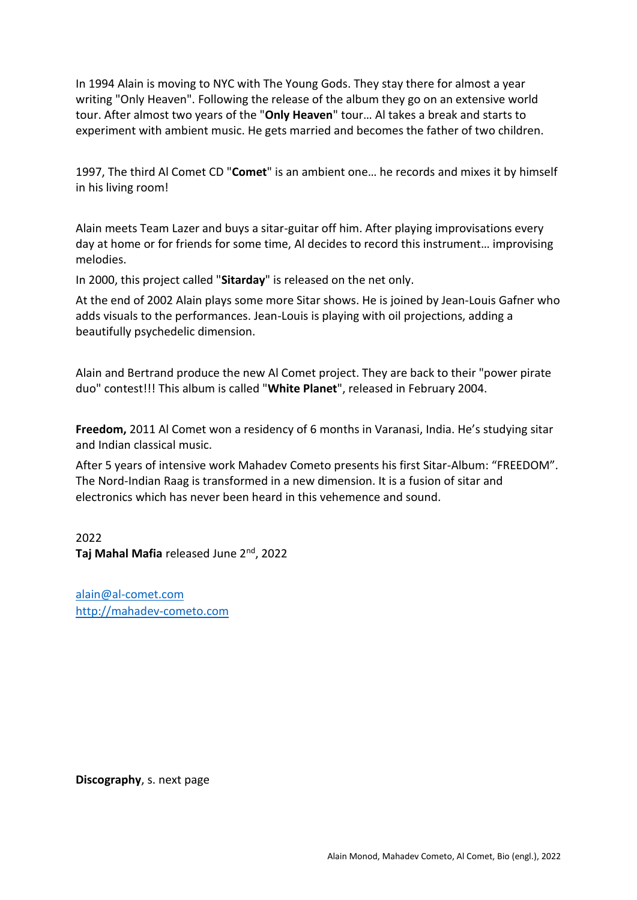In 1994 Alain is moving to NYC with The Young Gods. They stay there for almost a year writing "Only Heaven". Following the release of the album they go on an extensive world tour. After almost two years of the "**Only Heaven**" tour… Al takes a break and starts to experiment with ambient music. He gets married and becomes the father of two children.

1997, The third Al Comet CD "**Comet**" is an ambient one… he records and mixes it by himself in his living room!

Alain meets Team Lazer and buys a sitar-guitar off him. After playing improvisations every day at home or for friends for some time, Al decides to record this instrument… improvising melodies.

In 2000, this project called "**Sitarday**" is released on the net only.

At the end of 2002 Alain plays some more Sitar shows. He is joined by Jean-Louis Gafner who adds visuals to the performances. Jean-Louis is playing with oil projections, adding a beautifully psychedelic dimension.

Alain and Bertrand produce the new Al Comet project. They are back to their "power pirate duo" contest!!! This album is called "**White Planet**", released in February 2004.

**Freedom,** 2011 Al Comet won a residency of 6 months in Varanasi, India. He's studying sitar and Indian classical music.

After 5 years of intensive work Mahadev Cometo presents his first Sitar-Album: "FREEDOM". The Nord-Indian Raag is transformed in a new dimension. It is a fusion of sitar and electronics which has never been heard in this vehemence and sound.

2022
**Taj Mahal Mafia** released June 2nd, 2022

alain@al-comet.com
http://mahadev-cometo.com

**Discography**, s. next page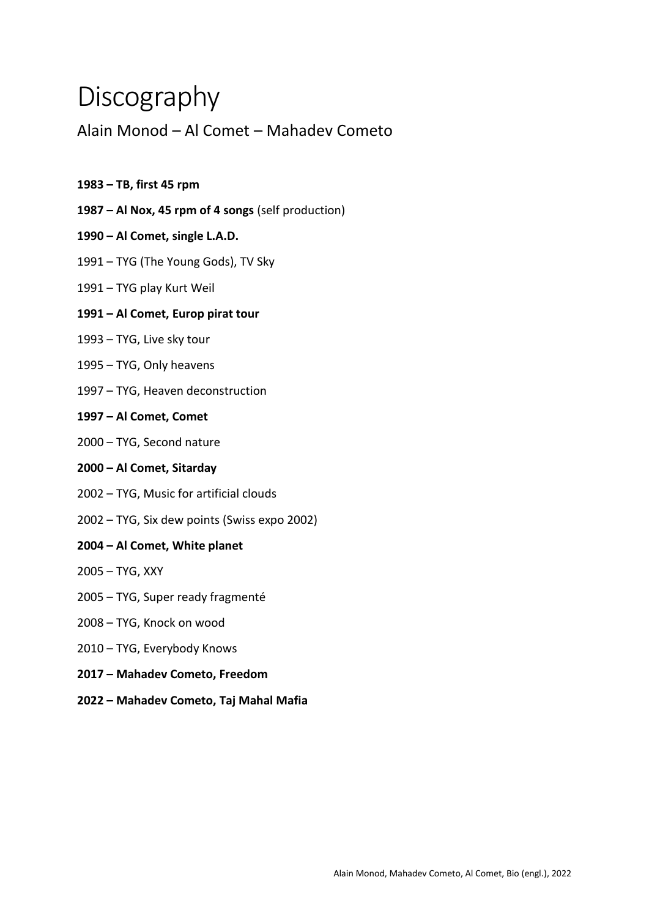# Discography

## Alain Monod – Al Comet – Mahadev Cometo

**1983 – TB, first 45 rpm**

**1987 – Al Nox, 45 rpm of 4 songs** (self production)

**1990 – Al Comet, single L.A.D.**

1991 – TYG (The Young Gods), TV Sky

1991 – TYG play Kurt Weil

**1991 – Al Comet, Europ pirat tour**

1993 – TYG, Live sky tour

1995 – TYG, Only heavens

1997 – TYG, Heaven deconstruction

**1997 – Al Comet, Comet**

2000 – TYG, Second nature

**2000 – Al Comet, Sitarday**

2002 – TYG, Music for artificial clouds

2002 – TYG, Six dew points (Swiss expo 2002)

**2004 – Al Comet, White planet**

2005 – TYG, XXY

2005 – TYG, Super ready fragmenté

2008 – TYG, Knock on wood

2010 – TYG, Everybody Knows

**2017 – Mahadev Cometo, Freedom**

**2022 – Mahadev Cometo, Taj Mahal Mafia**